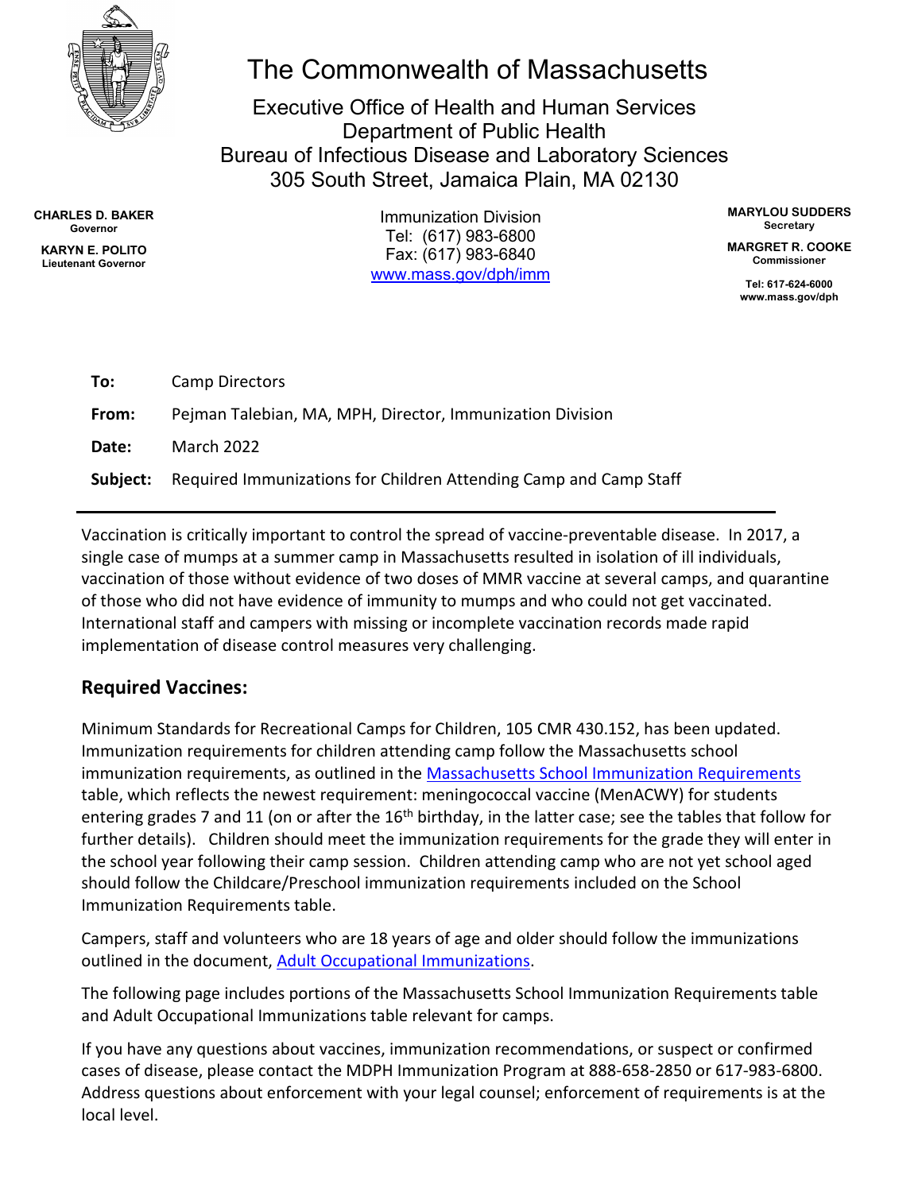# The Commonwealth of Massachusetts

Executive Office of Health and Human Services
Department of Public Health
Bureau of Infectious Disease and Laboratory Sciences
305 South Street, Jamaica Plain, MA 02130

**CHARLES D. BAKER**
**Governor**

**KARYN E. POLITO**
**Lieutenant Governor**

Immunization Division
Tel: (617) 983-6800
Fax: (617) 983-6840
[www.mass.gov/dph/imm](www.mass.gov/dph/imm)

**MARYLOU SUDDERS**
**Secretary**

**MARGRET R. COOKE**
**Commissioner**

**Tel: 617-624-6000**
**www.mass.gov/dph**

| | |
|---|---|
| **To:** | Camp Directors |
| **From:** | Pejman Talebian, MA, MPH, Director, Immunization Division |
| **Date:** | March 2022 |
| **Subject:** | Required Immunizations for Children Attending Camp and Camp Staff |

---

Vaccination is critically important to control the spread of vaccine-preventable disease. In 2017, a single case of mumps at a summer camp in Massachusetts resulted in isolation of ill individuals, vaccination of those without evidence of two doses of MMR vaccine at several camps, and quarantine of those who did not have evidence of immunity to mumps and who could not get vaccinated. International staff and campers with missing or incomplete vaccination records made rapid implementation of disease control measures very challenging.

## Required Vaccines:

Minimum Standards for Recreational Camps for Children, 105 CMR 430.152, has been updated. Immunization requirements for children attending camp follow the Massachusetts school immunization requirements, as outlined in the [Massachusetts School Immunization Requirements]() table, which reflects the newest requirement: meningococcal vaccine (MenACWY) for students entering grades 7 and 11 (on or after the 16th birthday, in the latter case; see the tables that follow for further details). Children should meet the immunization requirements for the grade they will enter in the school year following their camp session. Children attending camp who are not yet school aged should follow the Childcare/Preschool immunization requirements included on the School Immunization Requirements table.

Campers, staff and volunteers who are 18 years of age and older should follow the immunizations outlined in the document, [Adult Occupational Immunizations]().

The following page includes portions of the Massachusetts School Immunization Requirements table and Adult Occupational Immunizations table relevant for camps.

If you have any questions about vaccines, immunization recommendations, or suspect or confirmed cases of disease, please contact the MDPH Immunization Program at 888-658-2850 or 617-983-6800. Address questions about enforcement with your legal counsel; enforcement of requirements is at the local level.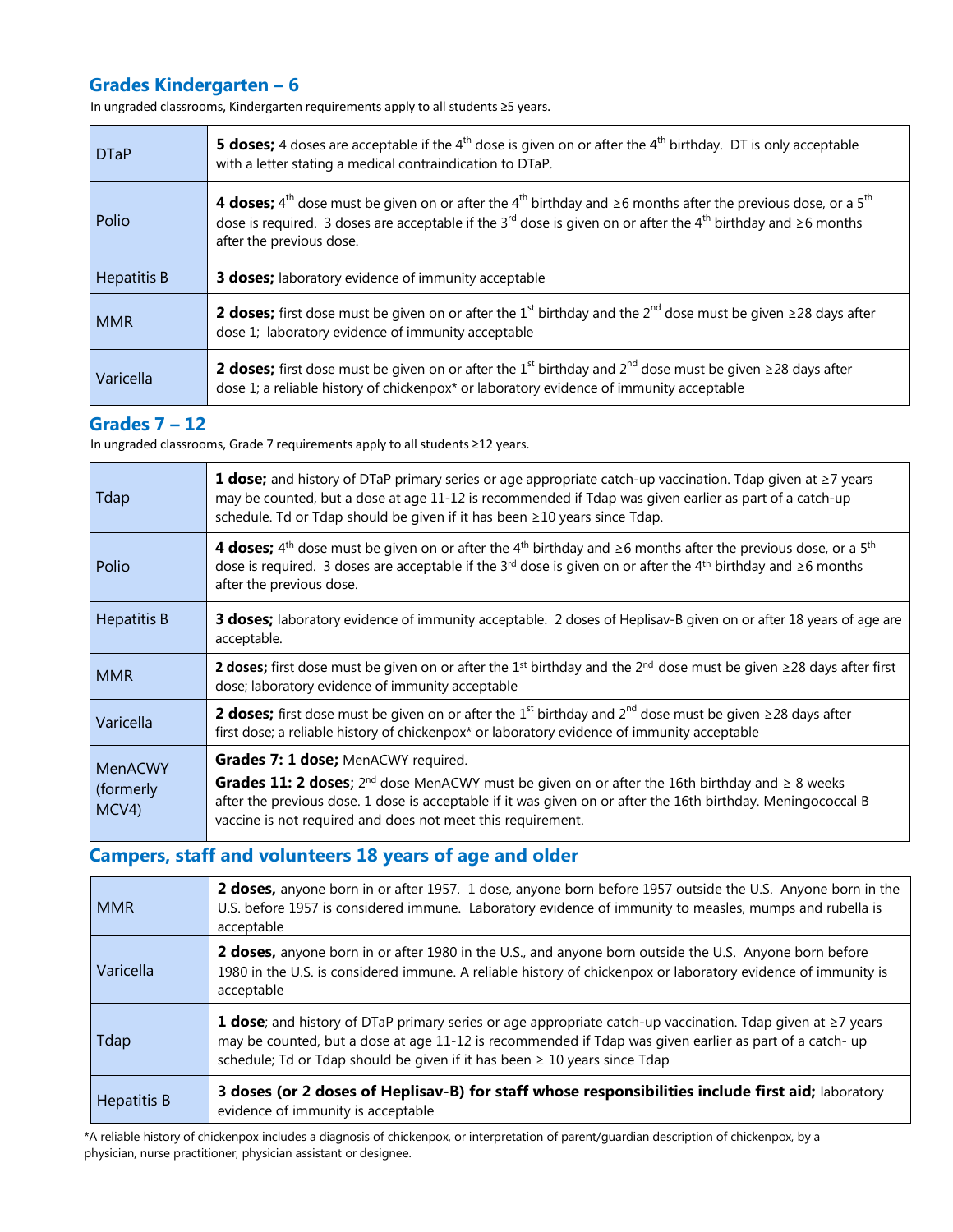## Grades Kindergarten – 6

In ungraded classrooms, Kindergarten requirements apply to all students ≥5 years.

| | |
|---|---|
| DTaP | **5 doses;** 4 doses are acceptable if the 4th dose is given on or after the 4th birthday. DT is only acceptable with a letter stating a medical contraindication to DTaP. |
| Polio | **4 doses;** 4th dose must be given on or after the 4th birthday and ≥6 months after the previous dose, or a 5th dose is required. 3 doses are acceptable if the 3rd dose is given on or after the 4th birthday and ≥6 months after the previous dose. |
| Hepatitis B | **3 doses;** laboratory evidence of immunity acceptable |
| MMR | **2 doses;** first dose must be given on or after the 1st birthday and the 2nd dose must be given ≥28 days after dose 1; laboratory evidence of immunity acceptable |
| Varicella | **2 doses;** first dose must be given on or after the 1st birthday and 2nd dose must be given ≥28 days after dose 1; a reliable history of chickenpox* or laboratory evidence of immunity acceptable |

## Grades 7 – 12

In ungraded classrooms, Grade 7 requirements apply to all students ≥12 years.

| | |
|---|---|
| Tdap | **1 dose;** and history of DTaP primary series or age appropriate catch-up vaccination. Tdap given at ≥7 years may be counted, but a dose at age 11-12 is recommended if Tdap was given earlier as part of a catch-up schedule. Td or Tdap should be given if it has been ≥10 years since Tdap. |
| Polio | **4 doses;** 4th dose must be given on or after the 4th birthday and ≥6 months after the previous dose, or a 5th dose is required. 3 doses are acceptable if the 3rd dose is given on or after the 4th birthday and ≥6 months after the previous dose. |
| Hepatitis B | **3 doses;** laboratory evidence of immunity acceptable. 2 doses of Heplisav-B given on or after 18 years of age are acceptable. |
| MMR | **2 doses;** first dose must be given on or after the 1st birthday and the 2nd dose must be given ≥28 days after first dose; laboratory evidence of immunity acceptable |
| Varicella | **2 doses;** first dose must be given on or after the 1st birthday and 2nd dose must be given ≥28 days after first dose; a reliable history of chickenpox* or laboratory evidence of immunity acceptable |
| MenACWY (formerly MCV4) | **Grades 7: 1 dose;** MenACWY required. **Grades 11: 2 doses**; 2nd dose MenACWY must be given on or after the 16th birthday and ≥ 8 weeks after the previous dose. 1 dose is acceptable if it was given on or after the 16th birthday. Meningococcal B vaccine is not required and does not meet this requirement. |

## Campers, staff and volunteers 18 years of age and older

| | |
|---|---|
| MMR | **2 doses,** anyone born in or after 1957. 1 dose, anyone born before 1957 outside the U.S. Anyone born in the U.S. before 1957 is considered immune. Laboratory evidence of immunity to measles, mumps and rubella is acceptable |
| Varicella | **2 doses,** anyone born in or after 1980 in the U.S., and anyone born outside the U.S. Anyone born before 1980 in the U.S. is considered immune. A reliable history of chickenpox or laboratory evidence of immunity is acceptable |
| Tdap | **1 dose**; and history of DTaP primary series or age appropriate catch-up vaccination. Tdap given at ≥7 years may be counted, but a dose at age 11-12 is recommended if Tdap was given earlier as part of a catch- up schedule; Td or Tdap should be given if it has been ≥ 10 years since Tdap |
| Hepatitis B | **3 doses (or 2 doses of Heplisav-B) for staff whose responsibilities include first aid;** laboratory evidence of immunity is acceptable |

*A reliable history of chickenpox includes a diagnosis of chickenpox, or interpretation of parent/guardian description of chickenpox, by a physician, nurse practitioner, physician assistant or designee.